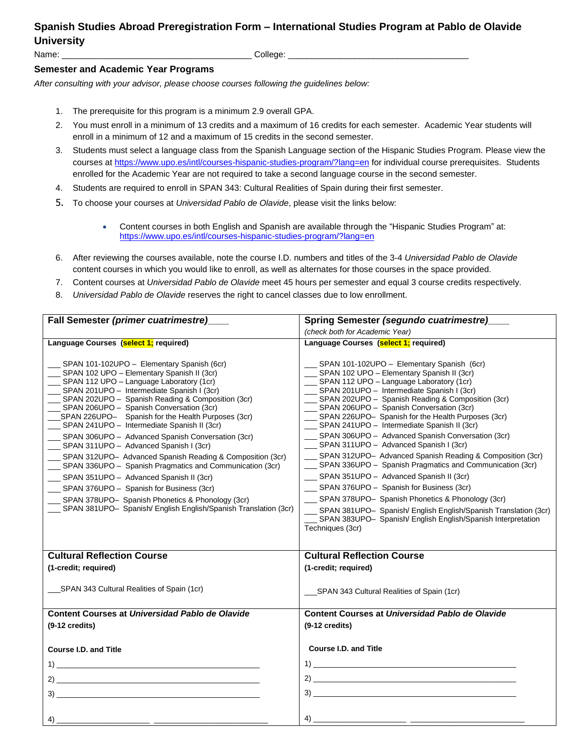## Spanish Studies Abroad Preregistration Form – International Studies Program at Pablo de Olavide University

Name: _______________________________________ College: _____________________________________

### Semester and Academic Year Programs

*After consulting with your advisor, please choose courses following the guidelines below:*

1. The prerequisite for this program is a minimum 2.9 overall GPA.
2. You must enroll in a minimum of 13 credits and a maximum of 16 credits for each semester. Academic Year students will enroll in a minimum of 12 and a maximum of 15 credits in the second semester.
3. Students must select a language class from the Spanish Language section of the Hispanic Studies Program. Please view the courses at https://www.upo.es/intl/courses-hispanic-studies-program/?lang=en for individual course prerequisites. Students enrolled for the Academic Year are not required to take a second language course in the second semester.
4. Students are required to enroll in SPAN 343: Cultural Realities of Spain during their first semester.
5. To choose your courses at *Universidad Pablo de Olavide*, please visit the links below:
   - Content courses in both English and Spanish are available through the "Hispanic Studies Program" at: https://www.upo.es/intl/courses-hispanic-studies-program/?lang=en
6. After reviewing the courses available, note the course I.D. numbers and titles of the 3-4 *Universidad Pablo de Olavide* content courses in which you would like to enroll, as well as alternates for those courses in the space provided.
7. Content courses at *Universidad Pablo de Olavide* meet 45 hours per semester and equal 3 course credits respectively.
8. *Universidad Pablo de Olavide* reserves the right to cancel classes due to low enrollment.

| **Fall Semester *(primer cuatrimestre)*____** | **Spring Semester *(segundo cuatrimestre)*____**<br>*(check both for Academic Year)* |
|---|---|
| **Language Courses (select 1; required)**<br><br>___ SPAN 101-102UPO – Elementary Spanish (6cr)<br>___ SPAN 102 UPO – Elementary Spanish II (3cr)<br>___ SPAN 112 UPO – Language Laboratory (1cr)<br>___ SPAN 201UPO – Intermediate Spanish I (3cr)<br>___ SPAN 202UPO – Spanish Reading & Composition (3cr)<br>___ SPAN 206UPO – Spanish Conversation (3cr)<br>___SPAN 226UPO– Spanish for the Health Purposes (3cr)<br>___ SPAN 241UPO – Intermediate Spanish II (3cr)<br>___ SPAN 306UPO – Advanced Spanish Conversation (3cr)<br>___ SPAN 311UPO – Advanced Spanish I (3cr)<br>___ SPAN 312UPO– Advanced Spanish Reading & Composition (3cr)<br>___ SPAN 336UPO – Spanish Pragmatics and Communication (3cr)<br>___ SPAN 351UPO – Advanced Spanish II (3cr)<br>___ SPAN 376UPO – Spanish for Business (3cr)<br>___ SPAN 378UPO– Spanish Phonetics & Phonology (3cr)<br>___ SPAN 381UPO– Spanish/ English English/Spanish Translation (3cr) | **Language Courses (select 1; required)**<br><br>___ SPAN 101-102UPO – Elementary Spanish (6cr)<br>___ SPAN 102 UPO – Elementary Spanish II (3cr)<br>___ SPAN 112 UPO – Language Laboratory (1cr)<br>___ SPAN 201UPO – Intermediate Spanish I (3cr)<br>___ SPAN 202UPO – Spanish Reading & Composition (3cr)<br>___ SPAN 206UPO – Spanish Conversation (3cr)<br>___ SPAN 226UPO– Spanish for the Health Purposes (3cr)<br>___ SPAN 241UPO – Intermediate Spanish II (3cr)<br>___ SPAN 306UPO – Advanced Spanish Conversation (3cr)<br>___ SPAN 311UPO – Advanced Spanish I (3cr)<br>___ SPAN 312UPO– Advanced Spanish Reading & Composition (3cr)<br>___ SPAN 336UPO – Spanish Pragmatics and Communication (3cr)<br>___ SPAN 351UPO – Advanced Spanish II (3cr)<br>___ SPAN 376UPO – Spanish for Business (3cr)<br>___ SPAN 378UPO– Spanish Phonetics & Phonology (3cr)<br>___ SPAN 381UPO– Spanish/ English English/Spanish Translation (3cr)<br>___ SPAN 383UPO– Spanish/ English English/Spanish Interpretation Techniques (3cr) |
| **Cultural Reflection Course**<br>**(1-credit; required)**<br><br>___SPAN 343 Cultural Realities of Spain (1cr) | **Cultural Reflection Course**<br>**(1-credit; required)**<br><br>___SPAN 343 Cultural Realities of Spain (1cr) |
| **Content Courses at *Universidad Pablo de Olavide***<br>**(9-12 credits)**<br><br>**Course I.D. and Title**<br>1) ______________________________<br>2) ______________________________<br>3) ______________________________<br>4) ______________ ______________ | **Content Courses at *Universidad Pablo de Olavide***<br>**(9-12 credits)**<br><br>**Course I.D. and Title**<br>1) ______________________________<br>2) ______________________________<br>3) ______________________________<br>4) ______________ ______________ |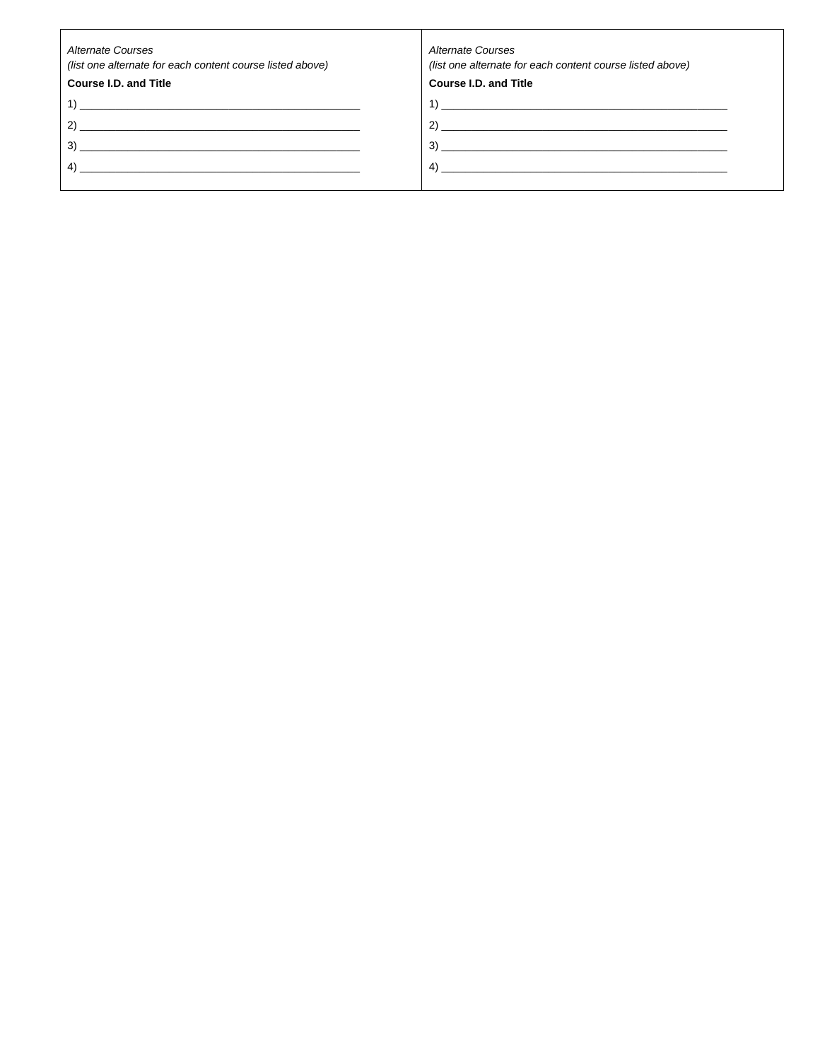| | |
|---|---|
| *Alternate Courses*<br>*(list one alternate for each content course listed above)*<br>**Course I.D. and Title**<br>1) ____________________________________________<br>2) ____________________________________________<br>3) ____________________________________________<br>4) ____________________________________________ | *Alternate Courses*<br>*(list one alternate for each content course listed above)*<br>**Course I.D. and Title**<br>1) ____________________________________________<br>2) ____________________________________________<br>3) ____________________________________________<br>4) ____________________________________________ |